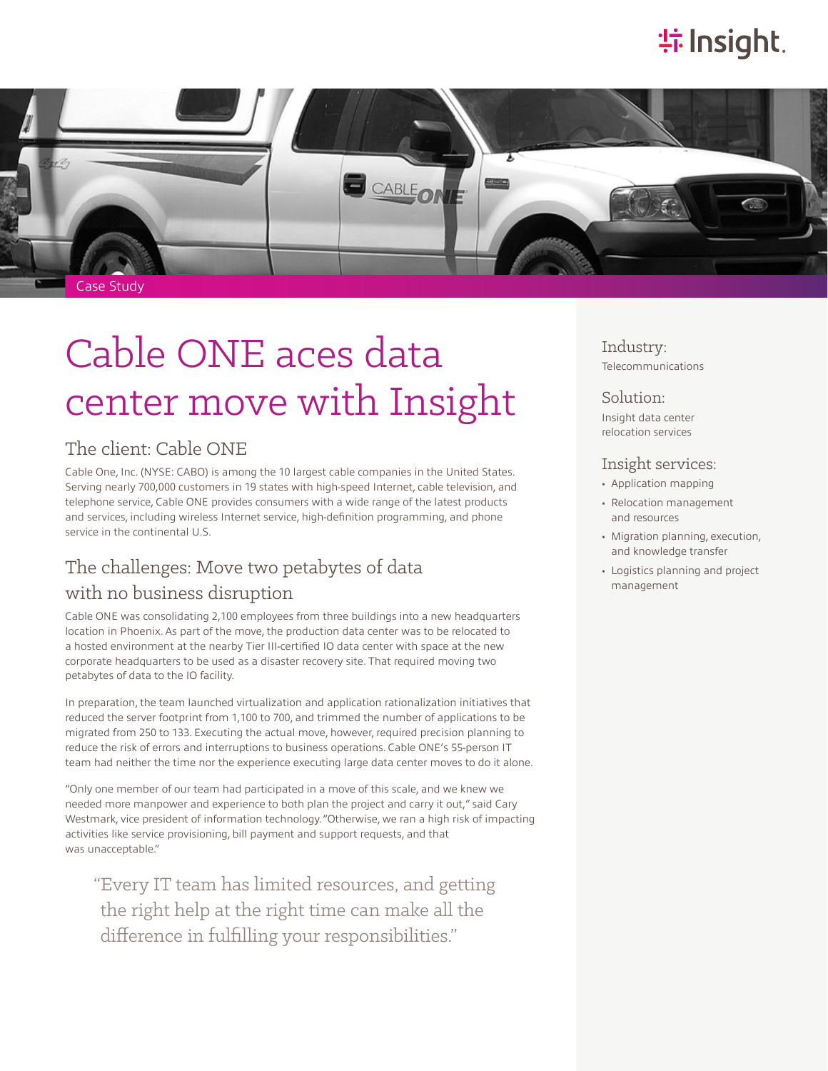Case Study

# Cable ONE aces data center move with Insight

Industry:
Telecommunications

Solution:
Insight data center relocation services

Insight services:

- Application mapping
- Relocation management and resources
- Migration planning, execution, and knowledge transfer
- Logistics planning and project management

## The client: Cable ONE

Cable One, Inc. (NYSE: CABO) is among the 10 largest cable companies in the United States. Serving nearly 700,000 customers in 19 states with high-speed Internet, cable television, and telephone service, Cable ONE provides consumers with a wide range of the latest products and services, including wireless Internet service, high-definition programming, and phone service in the continental U.S.

## The challenges: Move two petabytes of data with no business disruption

Cable ONE was consolidating 2,100 employees from three buildings into a new headquarters location in Phoenix. As part of the move, the production data center was to be relocated to a hosted environment at the nearby Tier III-certified IO data center with space at the new corporate headquarters to be used as a disaster recovery site. That required moving two petabytes of data to the IO facility.

In preparation, the team launched virtualization and application rationalization initiatives that reduced the server footprint from 1,100 to 700, and trimmed the number of applications to be migrated from 250 to 133. Executing the actual move, however, required precision planning to reduce the risk of errors and interruptions to business operations. Cable ONE's 55-person IT team had neither the time nor the experience executing large data center moves to do it alone.

"Only one member of our team had participated in a move of this scale, and we knew we needed more manpower and experience to both plan the project and carry it out," said Cary Westmark, vice president of information technology. "Otherwise, we ran a high risk of impacting activities like service provisioning, bill payment and support requests, and that was unacceptable."

> "Every IT team has limited resources, and getting the right help at the right time can make all the difference in fulfilling your responsibilities."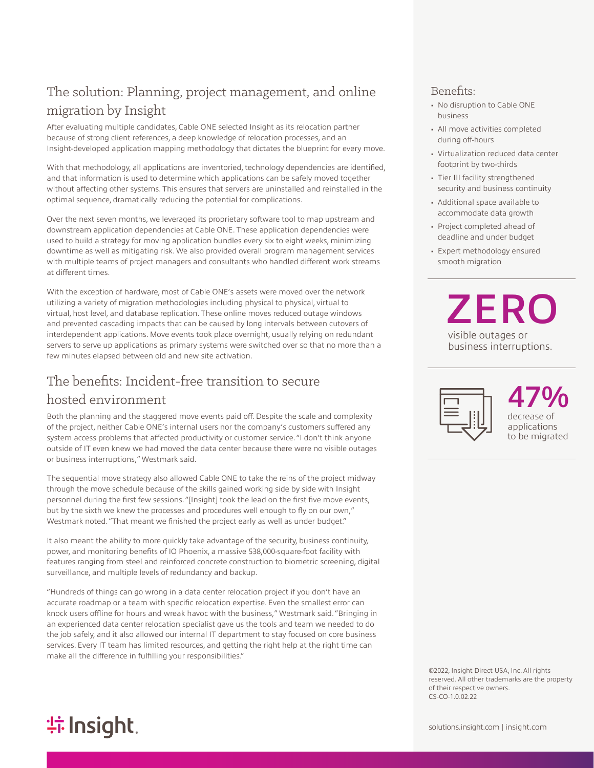## The solution: Planning, project management, and online migration by Insight

After evaluating multiple candidates, Cable ONE selected Insight as its relocation partner because of strong client references, a deep knowledge of relocation processes, and an Insight-developed application mapping methodology that dictates the blueprint for every move.

With that methodology, all applications are inventoried, technology dependencies are identified, and that information is used to determine which applications can be safely moved together without affecting other systems. This ensures that servers are uninstalled and reinstalled in the optimal sequence, dramatically reducing the potential for complications.

Over the next seven months, we leveraged its proprietary software tool to map upstream and downstream application dependencies at Cable ONE. These application dependencies were used to build a strategy for moving application bundles every six to eight weeks, minimizing downtime as well as mitigating risk. We also provided overall program management services with multiple teams of project managers and consultants who handled different work streams at different times.

With the exception of hardware, most of Cable ONE's assets were moved over the network utilizing a variety of migration methodologies including physical to physical, virtual to virtual, host level, and database replication. These online moves reduced outage windows and prevented cascading impacts that can be caused by long intervals between cutovers of interdependent applications. Move events took place overnight, usually relying on redundant servers to serve up applications as primary systems were switched over so that no more than a few minutes elapsed between old and new site activation.

## The benefits: Incident-free transition to secure hosted environment

Both the planning and the staggered move events paid off. Despite the scale and complexity of the project, neither Cable ONE's internal users nor the company's customers suffered any system access problems that affected productivity or customer service. "I don't think anyone outside of IT even knew we had moved the data center because there were no visible outages or business interruptions," Westmark said.

The sequential move strategy also allowed Cable ONE to take the reins of the project midway through the move schedule because of the skills gained working side by side with Insight personnel during the first few sessions. "[Insight] took the lead on the first five move events, but by the sixth we knew the processes and procedures well enough to fly on our own," Westmark noted. "That meant we finished the project early as well as under budget."

It also meant the ability to more quickly take advantage of the security, business continuity, power, and monitoring benefits of IO Phoenix, a massive 538,000-square-foot facility with features ranging from steel and reinforced concrete construction to biometric screening, digital surveillance, and multiple levels of redundancy and backup.

"Hundreds of things can go wrong in a data center relocation project if you don't have an accurate roadmap or a team with specific relocation expertise. Even the smallest error can knock users offline for hours and wreak havoc with the business," Westmark said. "Bringing in an experienced data center relocation specialist gave us the tools and team we needed to do the job safely, and it also allowed our internal IT department to stay focused on core business services. Every IT team has limited resources, and getting the right help at the right time can make all the difference in fulfilling your responsibilities."

### Benefits:

- No disruption to Cable ONE business
- All move activities completed during off-hours
- Virtualization reduced data center footprint by two-thirds
- Tier III facility strengthened security and business continuity
- Additional space available to accommodate data growth
- Project completed ahead of deadline and under budget
- Expert methodology ensured smooth migration

**ZERO**
visible outages or business interruptions.

**47%**
decrease of applications to be migrated

©2022, Insight Direct USA, Inc. All rights reserved. All other trademarks are the property of their respective owners.
CS-CO-1.0.02.22

Insight.

solutions.insight.com | insight.com